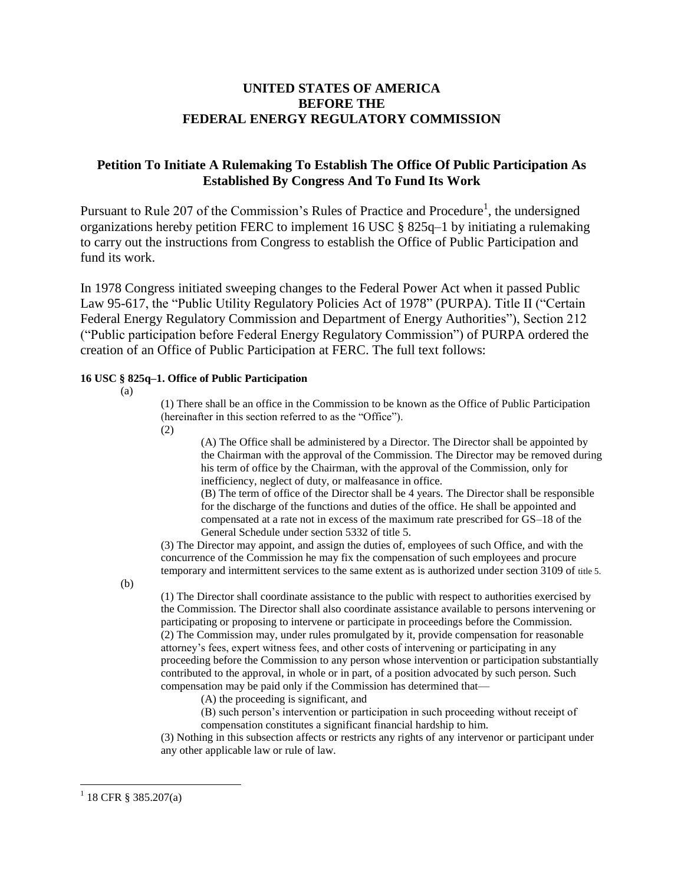**UNITED STATES OF AMERICA**
**BEFORE THE**
**FEDERAL ENERGY REGULATORY COMMISSION**

## Petition To Initiate A Rulemaking To Establish The Office Of Public Participation As Established By Congress And To Fund Its Work

Pursuant to Rule 207 of the Commission's Rules of Practice and Procedure[1], the undersigned organizations hereby petition FERC to implement 16 USC § 825q–1 by initiating a rulemaking to carry out the instructions from Congress to establish the Office of Public Participation and fund its work.

In 1978 Congress initiated sweeping changes to the Federal Power Act when it passed Public Law 95-617, the "Public Utility Regulatory Policies Act of 1978" (PURPA). Title II ("Certain Federal Energy Regulatory Commission and Department of Energy Authorities"), Section 212 ("Public participation before Federal Energy Regulatory Commission") of PURPA ordered the creation of an Office of Public Participation at FERC. The full text follows:

**16 USC § 825q–1. Office of Public Participation**

(a)

(1) There shall be an office in the Commission to be known as the Office of Public Participation (hereinafter in this section referred to as the "Office").

(2)

(A) The Office shall be administered by a Director. The Director shall be appointed by the Chairman with the approval of the Commission. The Director may be removed during his term of office by the Chairman, with the approval of the Commission, only for inefficiency, neglect of duty, or malfeasance in office.

(B) The term of office of the Director shall be 4 years. The Director shall be responsible for the discharge of the functions and duties of the office. He shall be appointed and compensated at a rate not in excess of the maximum rate prescribed for GS–18 of the General Schedule under section 5332 of title 5.

(3) The Director may appoint, and assign the duties of, employees of such Office, and with the concurrence of the Commission he may fix the compensation of such employees and procure temporary and intermittent services to the same extent as is authorized under section 3109 of title 5.

(b)

(1) The Director shall coordinate assistance to the public with respect to authorities exercised by the Commission. The Director shall also coordinate assistance available to persons intervening or participating or proposing to intervene or participate in proceedings before the Commission.

(2) The Commission may, under rules promulgated by it, provide compensation for reasonable attorney's fees, expert witness fees, and other costs of intervening or participating in any proceeding before the Commission to any person whose intervention or participation substantially contributed to the approval, in whole or in part, of a position advocated by such person. Such compensation may be paid only if the Commission has determined that—

(A) the proceeding is significant, and

(B) such person's intervention or participation in such proceeding without receipt of compensation constitutes a significant financial hardship to him.

(3) Nothing in this subsection affects or restricts any rights of any intervenor or participant under any other applicable law or rule of law.

---

[1] 18 CFR § 385.207(a)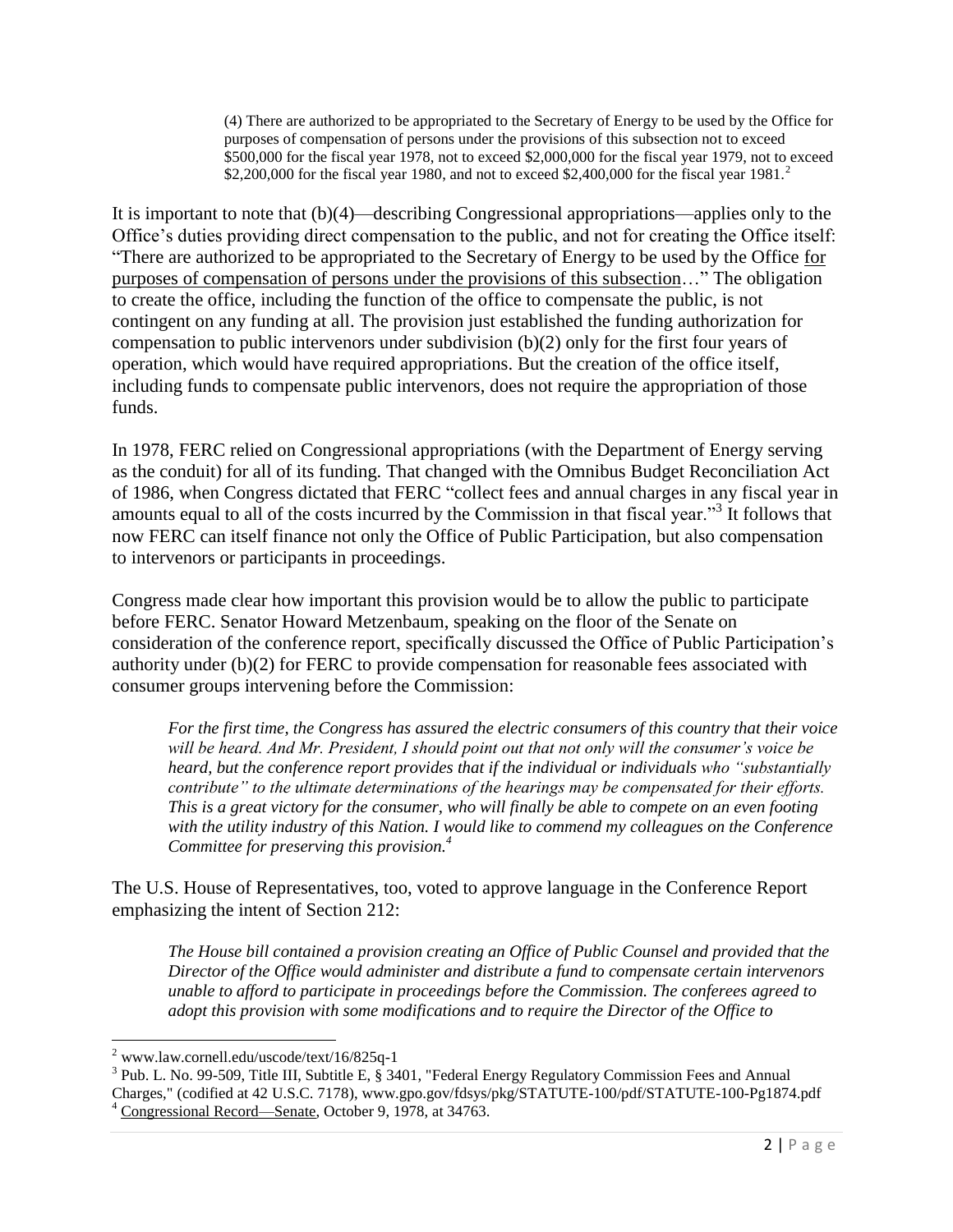> (4) There are authorized to be appropriated to the Secretary of Energy to be used by the Office for purposes of compensation of persons under the provisions of this subsection not to exceed $500,000 for the fiscal year 1978, not to exceed $2,000,000 for the fiscal year 1979, not to exceed $2,200,000 for the fiscal year 1980, and not to exceed $2,400,000 for the fiscal year 1981.[2]

It is important to note that (b)(4)—describing Congressional appropriations—applies only to the Office's duties providing direct compensation to the public, and not for creating the Office itself: "There are authorized to be appropriated to the Secretary of Energy to be used by the Office <u>for purposes of compensation of persons under the provisions of this subsection</u>…" The obligation to create the office, including the function of the office to compensate the public, is not contingent on any funding at all. The provision just established the funding authorization for compensation to public intervenors under subdivision (b)(2) only for the first four years of operation, which would have required appropriations. But the creation of the office itself, including funds to compensate public intervenors, does not require the appropriation of those funds.

In 1978, FERC relied on Congressional appropriations (with the Department of Energy serving as the conduit) for all of its funding. That changed with the Omnibus Budget Reconciliation Act of 1986, when Congress dictated that FERC "collect fees and annual charges in any fiscal year in amounts equal to all of the costs incurred by the Commission in that fiscal year."[3] It follows that now FERC can itself finance not only the Office of Public Participation, but also compensation to intervenors or participants in proceedings.

Congress made clear how important this provision would be to allow the public to participate before FERC. Senator Howard Metzenbaum, speaking on the floor of the Senate on consideration of the conference report, specifically discussed the Office of Public Participation's authority under (b)(2) for FERC to provide compensation for reasonable fees associated with consumer groups intervening before the Commission:

> *For the first time, the Congress has assured the electric consumers of this country that their voice will be heard. And Mr. President, I should point out that not only will the consumer's voice be heard, but the conference report provides that if the individual or individuals who "substantially contribute" to the ultimate determinations of the hearings may be compensated for their efforts. This is a great victory for the consumer, who will finally be able to compete on an even footing with the utility industry of this Nation. I would like to commend my colleagues on the Conference Committee for preserving this provision.*[4]

The U.S. House of Representatives, too, voted to approve language in the Conference Report emphasizing the intent of Section 212:

> *The House bill contained a provision creating an Office of Public Counsel and provided that the Director of the Office would administer and distribute a fund to compensate certain intervenors unable to afford to participate in proceedings before the Commission. The conferees agreed to adopt this provision with some modifications and to require the Director of the Office to*

---

[2] www.law.cornell.edu/uscode/text/16/825q-1

[3] Pub. L. No. 99-509, Title III, Subtitle E, § 3401, "Federal Energy Regulatory Commission Fees and Annual Charges," (codified at 42 U.S.C. 7178), www.gpo.gov/fdsys/pkg/STATUTE-100/pdf/STATUTE-100-Pg1874.pdf

[4] <u>Congressional Record—Senate</u>, October 9, 1978, at 34763.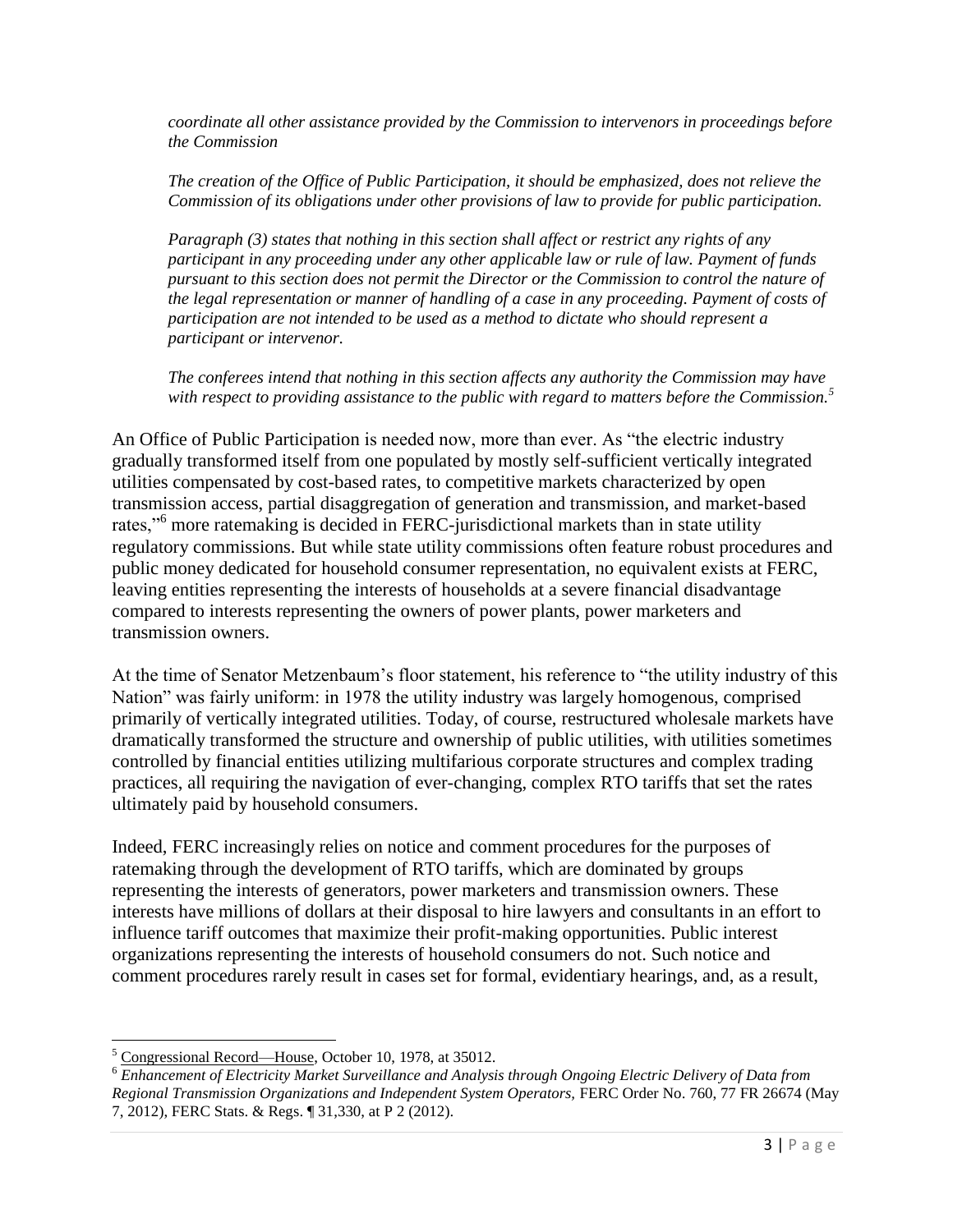*coordinate all other assistance provided by the Commission to intervenors in proceedings before the Commission*

*The creation of the Office of Public Participation, it should be emphasized, does not relieve the Commission of its obligations under other provisions of law to provide for public participation.*

*Paragraph (3) states that nothing in this section shall affect or restrict any rights of any participant in any proceeding under any other applicable law or rule of law. Payment of funds pursuant to this section does not permit the Director or the Commission to control the nature of the legal representation or manner of handling of a case in any proceeding. Payment of costs of participation are not intended to be used as a method to dictate who should represent a participant or intervenor.*

*The conferees intend that nothing in this section affects any authority the Commission may have with respect to providing assistance to the public with regard to matters before the Commission.*[5]

An Office of Public Participation is needed now, more than ever. As "the electric industry gradually transformed itself from one populated by mostly self-sufficient vertically integrated utilities compensated by cost-based rates, to competitive markets characterized by open transmission access, partial disaggregation of generation and transmission, and market-based rates,"[6] more ratemaking is decided in FERC-jurisdictional markets than in state utility regulatory commissions. But while state utility commissions often feature robust procedures and public money dedicated for household consumer representation, no equivalent exists at FERC, leaving entities representing the interests of households at a severe financial disadvantage compared to interests representing the owners of power plants, power marketers and transmission owners.

At the time of Senator Metzenbaum's floor statement, his reference to "the utility industry of this Nation" was fairly uniform: in 1978 the utility industry was largely homogenous, comprised primarily of vertically integrated utilities. Today, of course, restructured wholesale markets have dramatically transformed the structure and ownership of public utilities, with utilities sometimes controlled by financial entities utilizing multifarious corporate structures and complex trading practices, all requiring the navigation of ever-changing, complex RTO tariffs that set the rates ultimately paid by household consumers.

Indeed, FERC increasingly relies on notice and comment procedures for the purposes of ratemaking through the development of RTO tariffs, which are dominated by groups representing the interests of generators, power marketers and transmission owners. These interests have millions of dollars at their disposal to hire lawyers and consultants in an effort to influence tariff outcomes that maximize their profit-making opportunities. Public interest organizations representing the interests of household consumers do not. Such notice and comment procedures rarely result in cases set for formal, evidentiary hearings, and, as a result,

---

[5] Congressional Record—House, October 10, 1978, at 35012.

[6] *Enhancement of Electricity Market Surveillance and Analysis through Ongoing Electric Delivery of Data from Regional Transmission Organizations and Independent System Operators,* FERC Order No. 760, 77 FR 26674 (May 7, 2012), FERC Stats. & Regs. ¶ 31,330, at P 2 (2012).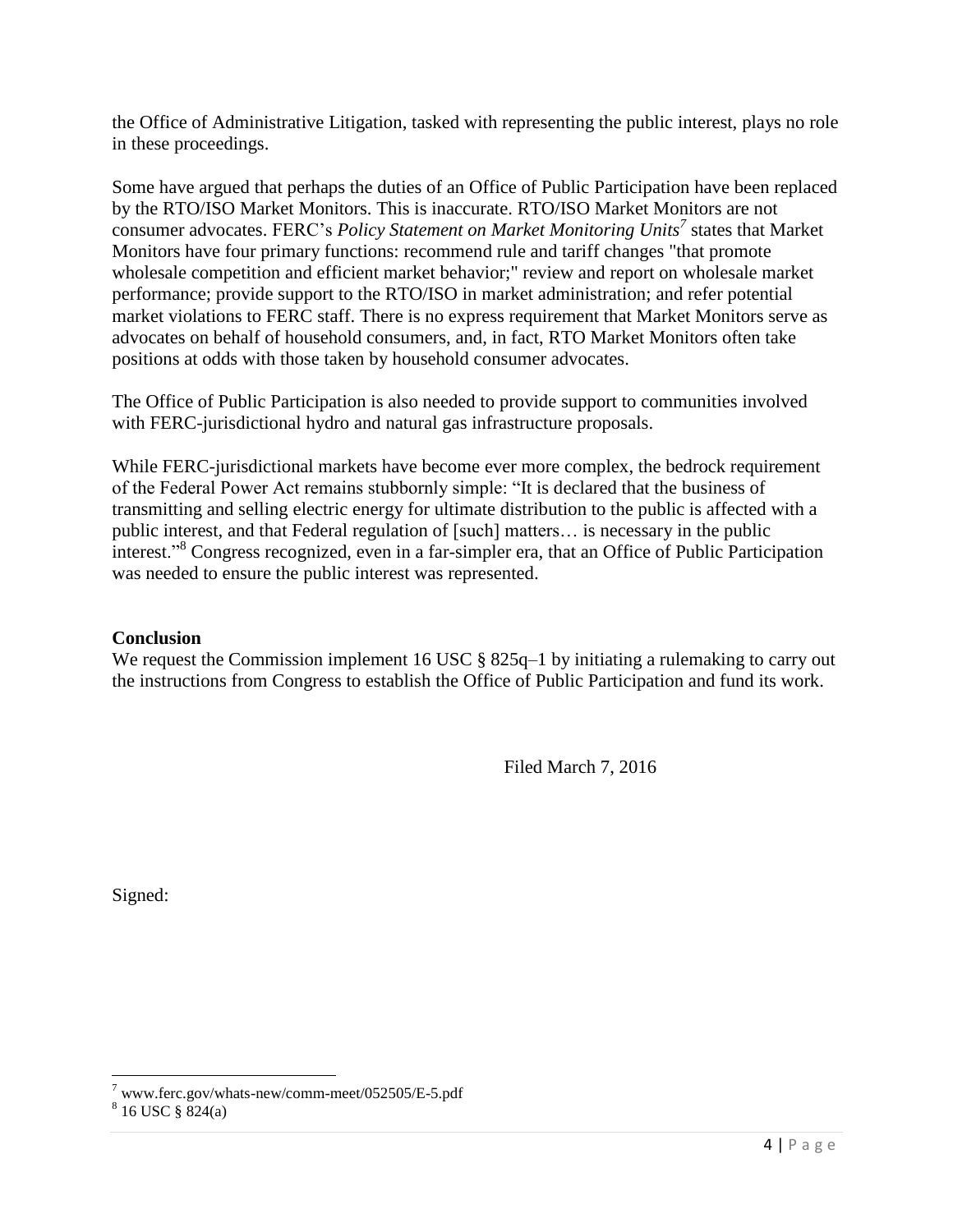the Office of Administrative Litigation, tasked with representing the public interest, plays no role in these proceedings.

Some have argued that perhaps the duties of an Office of Public Participation have been replaced by the RTO/ISO Market Monitors. This is inaccurate. RTO/ISO Market Monitors are not consumer advocates. FERC's *Policy Statement on Market Monitoring Units*[7] states that Market Monitors have four primary functions: recommend rule and tariff changes "that promote wholesale competition and efficient market behavior;" review and report on wholesale market performance; provide support to the RTO/ISO in market administration; and refer potential market violations to FERC staff. There is no express requirement that Market Monitors serve as advocates on behalf of household consumers, and, in fact, RTO Market Monitors often take positions at odds with those taken by household consumer advocates.

The Office of Public Participation is also needed to provide support to communities involved with FERC-jurisdictional hydro and natural gas infrastructure proposals.

While FERC-jurisdictional markets have become ever more complex, the bedrock requirement of the Federal Power Act remains stubbornly simple: "It is declared that the business of transmitting and selling electric energy for ultimate distribution to the public is affected with a public interest, and that Federal regulation of [such] matters… is necessary in the public interest."[8] Congress recognized, even in a far-simpler era, that an Office of Public Participation was needed to ensure the public interest was represented.

**Conclusion**

We request the Commission implement 16 USC § 825q–1 by initiating a rulemaking to carry out the instructions from Congress to establish the Office of Public Participation and fund its work.

Filed March 7, 2016

Signed:

---

[7] www.ferc.gov/whats-new/comm-meet/052505/E-5.pdf

[8] 16 USC § 824(a)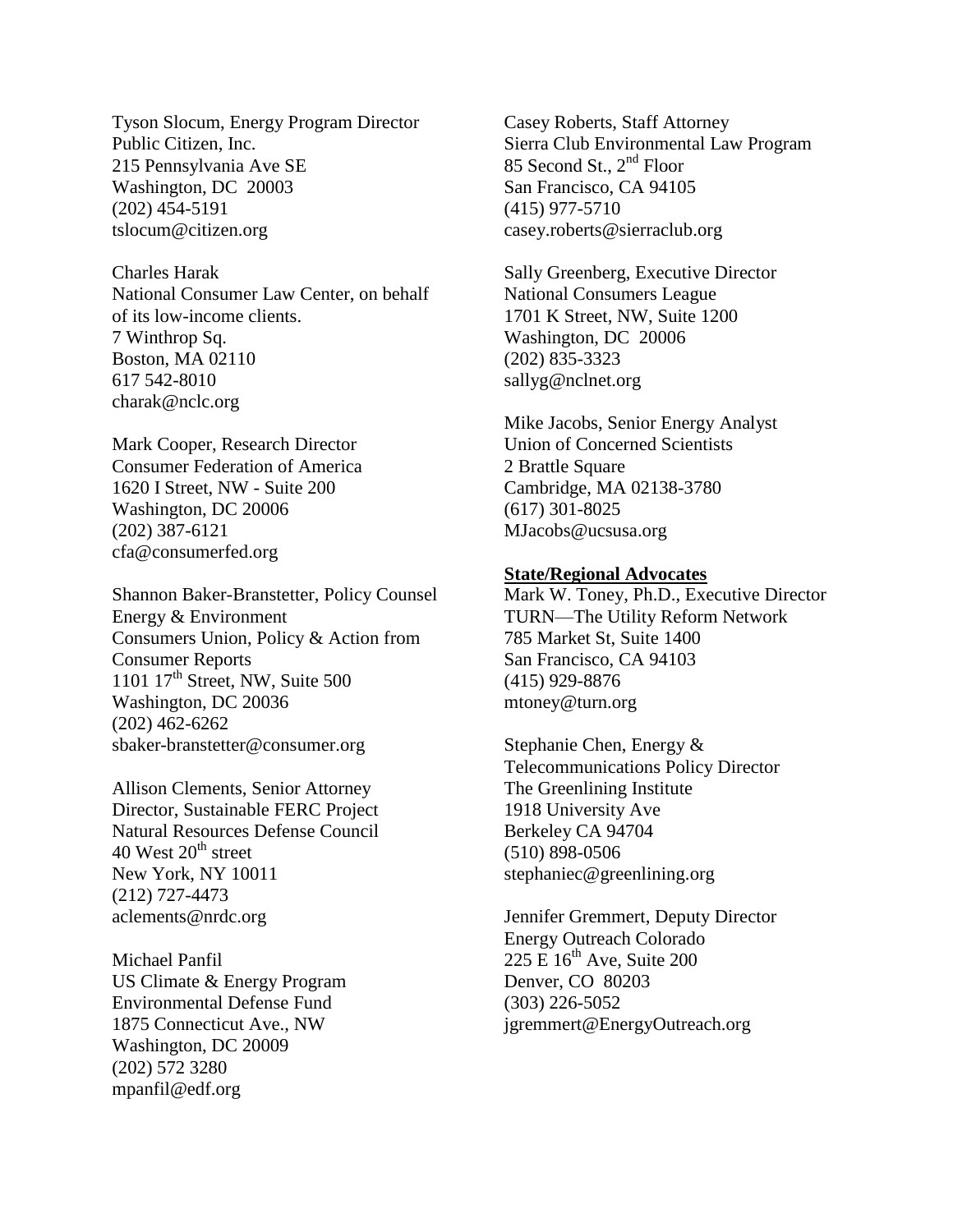Tyson Slocum, Energy Program Director
Public Citizen, Inc.
215 Pennsylvania Ave SE
Washington, DC 20003
(202) 454-5191
tslocum@citizen.org

Charles Harak
National Consumer Law Center, on behalf of its low-income clients.
7 Winthrop Sq.
Boston, MA 02110
617 542-8010
charak@nclc.org

Mark Cooper, Research Director
Consumer Federation of America
1620 I Street, NW - Suite 200
Washington, DC 20006
(202) 387-6121
cfa@consumerfed.org

Shannon Baker-Branstetter, Policy Counsel
Energy & Environment
Consumers Union, Policy & Action from Consumer Reports
1101 17th Street, NW, Suite 500
Washington, DC 20036
(202) 462-6262
sbaker-branstetter@consumer.org

Allison Clements, Senior Attorney
Director, Sustainable FERC Project
Natural Resources Defense Council
40 West 20th street
New York, NY 10011
(212) 727-4473
aclements@nrdc.org

Michael Panfil
US Climate & Energy Program
Environmental Defense Fund
1875 Connecticut Ave., NW
Washington, DC 20009
(202) 572 3280
mpanfil@edf.org

Casey Roberts, Staff Attorney
Sierra Club Environmental Law Program
85 Second St., 2nd Floor
San Francisco, CA 94105
(415) 977-5710
casey.roberts@sierraclub.org

Sally Greenberg, Executive Director
National Consumers League
1701 K Street, NW, Suite 1200
Washington, DC 20006
(202) 835-3323
sallyg@nclnet.org

Mike Jacobs, Senior Energy Analyst
Union of Concerned Scientists
2 Brattle Square
Cambridge, MA 02138-3780
(617) 301-8025
MJacobs@ucsusa.org

**State/Regional Advocates**

Mark W. Toney, Ph.D., Executive Director
TURN—The Utility Reform Network
785 Market St, Suite 1400
San Francisco, CA 94103
(415) 929-8876
mtoney@turn.org

Stephanie Chen, Energy & Telecommunications Policy Director
The Greenlining Institute
1918 University Ave
Berkeley CA 94704
(510) 898-0506
stephaniec@greenlining.org

Jennifer Gremmert, Deputy Director
Energy Outreach Colorado
225 E 16th Ave, Suite 200
Denver, CO 80203
(303) 226-5052
jgremmert@EnergyOutreach.org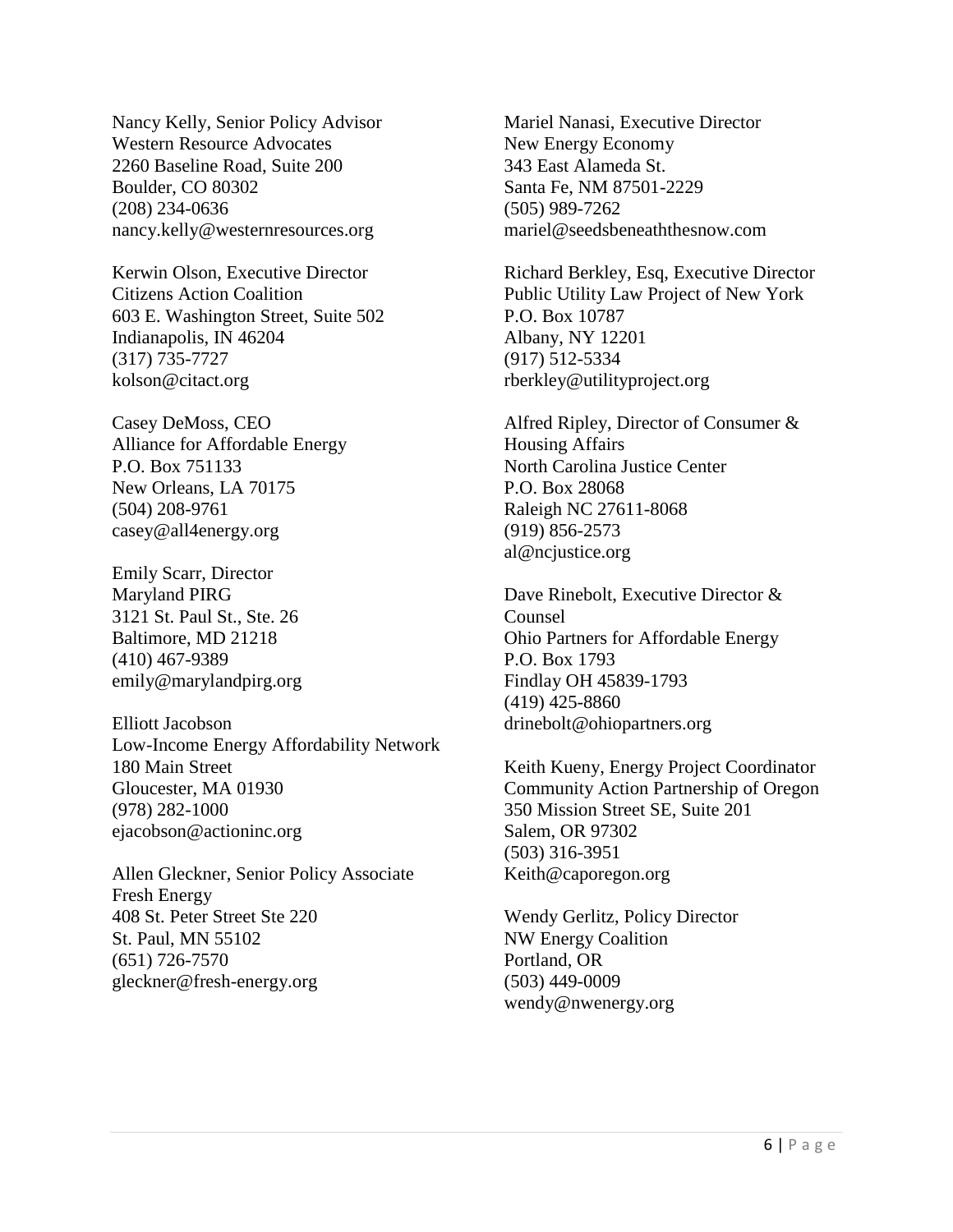Nancy Kelly, Senior Policy Advisor
Western Resource Advocates
2260 Baseline Road, Suite 200
Boulder, CO 80302
(208) 234-0636
nancy.kelly@westernresources.org

Kerwin Olson, Executive Director
Citizens Action Coalition
603 E. Washington Street, Suite 502
Indianapolis, IN 46204
(317) 735-7727
kolson@citact.org

Casey DeMoss, CEO
Alliance for Affordable Energy
P.O. Box 751133
New Orleans, LA 70175
(504) 208-9761
casey@all4energy.org

Emily Scarr, Director
Maryland PIRG
3121 St. Paul St., Ste. 26
Baltimore, MD 21218
(410) 467-9389
emily@marylandpirg.org

Elliott Jacobson
Low-Income Energy Affordability Network
180 Main Street
Gloucester, MA 01930
(978) 282-1000
ejacobson@actioninc.org

Allen Gleckner, Senior Policy Associate
Fresh Energy
408 St. Peter Street Ste 220
St. Paul, MN 55102
(651) 726-7570
gleckner@fresh-energy.org

Mariel Nanasi, Executive Director
New Energy Economy
343 East Alameda St.
Santa Fe, NM 87501-2229
(505) 989-7262
mariel@seedsbeneaththesnow.com

Richard Berkley, Esq, Executive Director
Public Utility Law Project of New York
P.O. Box 10787
Albany, NY 12201
(917) 512-5334
rberkley@utilityproject.org

Alfred Ripley, Director of Consumer & Housing Affairs
North Carolina Justice Center
P.O. Box 28068
Raleigh NC 27611-8068
(919) 856-2573
al@ncjustice.org

Dave Rinebolt, Executive Director & Counsel
Ohio Partners for Affordable Energy
P.O. Box 1793
Findlay OH 45839-1793
(419) 425-8860
drinebolt@ohiopartners.org

Keith Kueny, Energy Project Coordinator
Community Action Partnership of Oregon
350 Mission Street SE, Suite 201
Salem, OR 97302
(503) 316-3951
Keith@caporegon.org

Wendy Gerlitz, Policy Director
NW Energy Coalition
Portland, OR
(503) 449-0009
wendy@nwenergy.org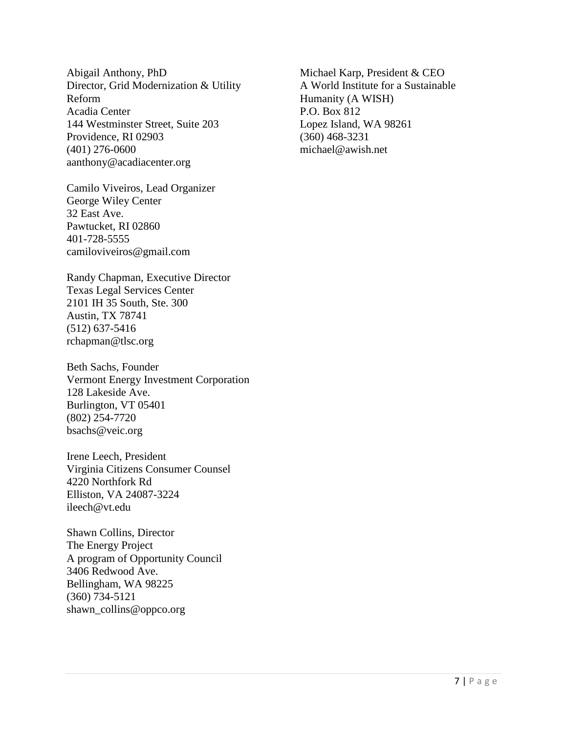Abigail Anthony, PhD
Director, Grid Modernization & Utility Reform
Acadia Center
144 Westminster Street, Suite 203
Providence, RI 02903
(401) 276-0600
aanthony@acadiacenter.org

Camilo Viveiros, Lead Organizer
George Wiley Center
32 East Ave.
Pawtucket, RI 02860
401-728-5555
camiloviveiros@gmail.com

Randy Chapman, Executive Director
Texas Legal Services Center
2101 IH 35 South, Ste. 300
Austin, TX 78741
(512) 637-5416
rchapman@tlsc.org

Beth Sachs, Founder
Vermont Energy Investment Corporation
128 Lakeside Ave.
Burlington, VT 05401
(802) 254-7720
bsachs@veic.org

Irene Leech, President
Virginia Citizens Consumer Counsel
4220 Northfork Rd
Elliston, VA 24087-3224
ileech@vt.edu

Shawn Collins, Director
The Energy Project
A program of Opportunity Council
3406 Redwood Ave.
Bellingham, WA 98225
(360) 734-5121
shawn_collins@oppco.org

Michael Karp, President & CEO
A World Institute for a Sustainable Humanity (A WISH)
P.O. Box 812
Lopez Island, WA 98261
(360) 468-3231
michael@awish.net